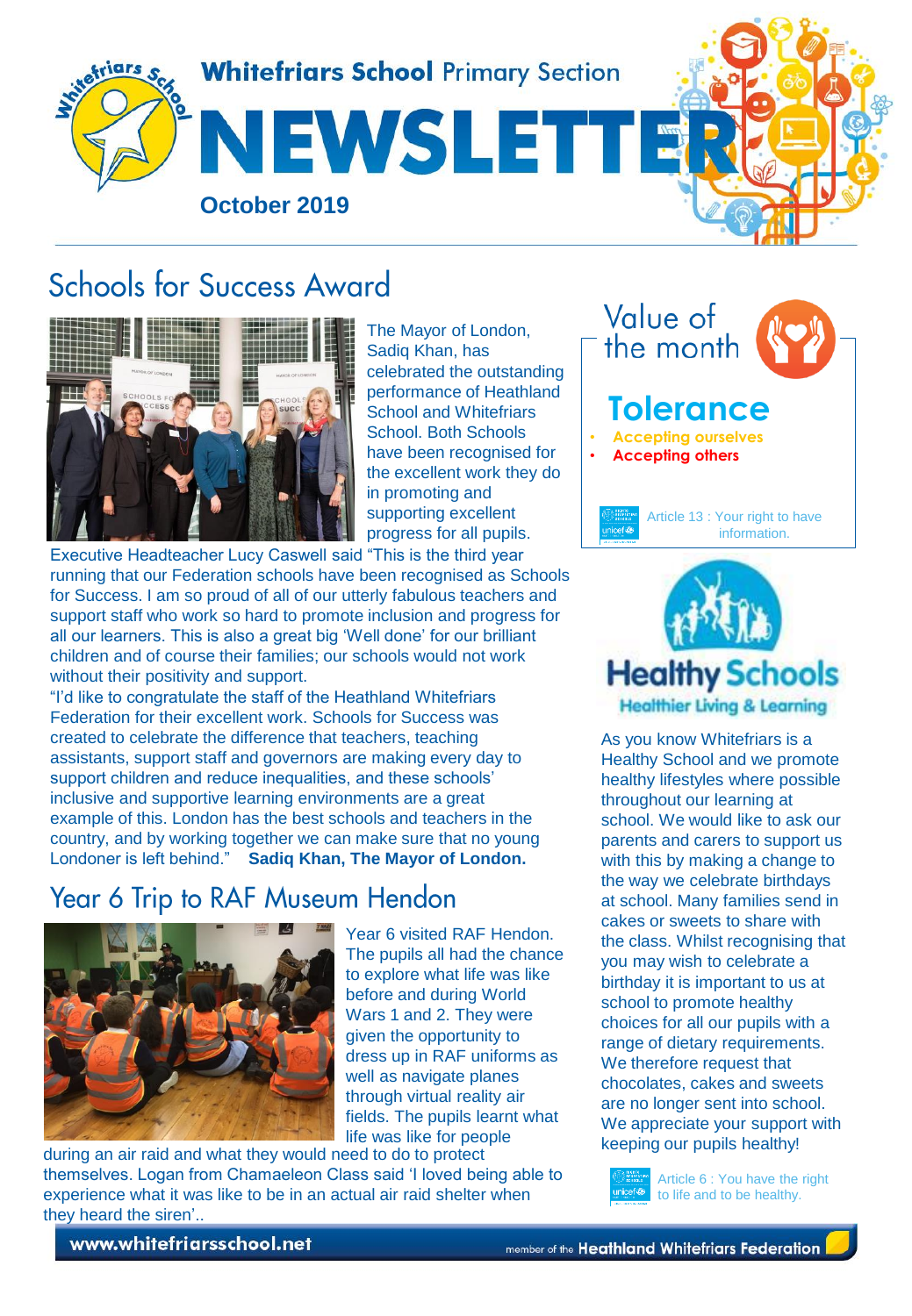# Whitefriars School Primary Section

# NEWSLETTER

**October 2019**

## Schools for Success Award

The Mayor of London, Sadiq Khan, has celebrated the outstanding performance of Heathland School and Whitefriars School. Both Schools have been recognised for the excellent work they do in promoting and supporting excellent progress for all pupils.

Executive Headteacher Lucy Caswell said "This is the third year running that our Federation schools have been recognised as Schools for Success. I am so proud of all of our utterly fabulous teachers and support staff who work so hard to promote inclusion and progress for all our learners. This is also a great big 'Well done' for our brilliant children and of course their families; our schools would not work without their positivity and support.

"I'd like to congratulate the staff of the Heathland Whitefriars Federation for their excellent work. Schools for Success was created to celebrate the difference that teachers, teaching assistants, support staff and governors are making every day to support children and reduce inequalities, and these schools' inclusive and supportive learning environments are a great example of this. London has the best schools and teachers in the country, and by working together we can make sure that no young Londoner is left behind." **Sadiq Khan, The Mayor of London.**

## Year 6 Trip to RAF Museum Hendon

Year 6 visited RAF Hendon. The pupils all had the chance to explore what life was like before and during World Wars 1 and 2. They were given the opportunity to dress up in RAF uniforms as well as navigate planes through virtual reality air fields. The pupils learnt what life was like for people during an air raid and what they would need to do to protect themselves. Logan from Chamaeleon Class said 'I loved being able to experience what it was like to be in an actual air raid shelter when they heard the siren'..

## Value of the month

### Tolerance

- Accepting ourselves
- Accepting others

Article 13 : Your right to have information.

## Healthy Schools

Healthier Living & Learning

As you know Whitefriars is a Healthy School and we promote healthy lifestyles where possible throughout our learning at school. We would like to ask our parents and carers to support us with this by making a change to the way we celebrate birthdays at school. Many families send in cakes or sweets to share with the class. Whilst recognising that you may wish to celebrate a birthday it is important to us at school to promote healthy choices for all our pupils with a range of dietary requirements. We therefore request that chocolates, cakes and sweets are no longer sent into school. We appreciate your support with keeping our pupils healthy!

Article 6 : You have the right to life and to be healthy.

www.whitefriarsschool.net

member of the Heathland Whitefriars Federation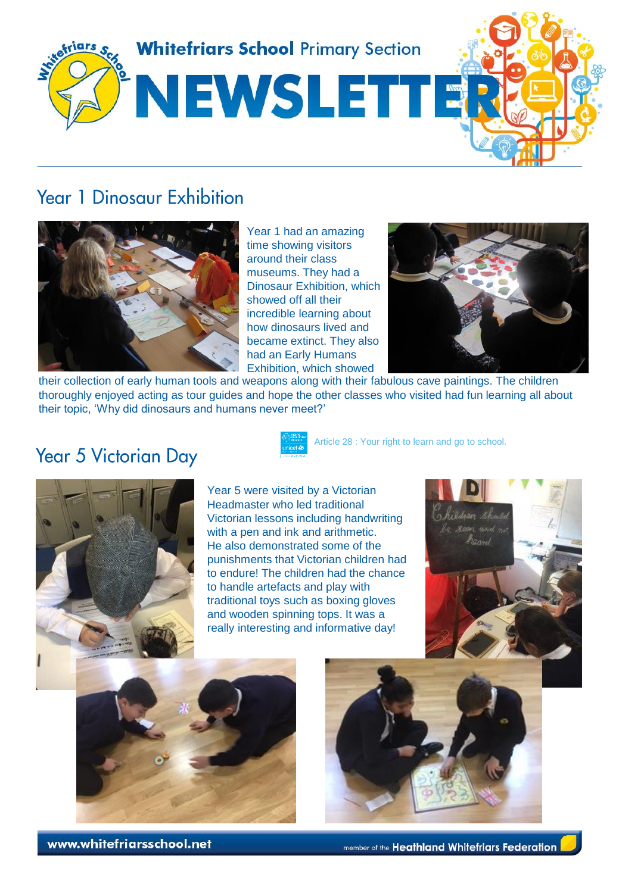# Whitefriars School Primary Section NEWSLETTER

## Year 1 Dinosaur Exhibition

Year 1 had an amazing time showing visitors around their class museums. They had a Dinosaur Exhibition, which showed off all their incredible learning about how dinosaurs lived and became extinct. They also had an Early Humans Exhibition, which showed their collection of early human tools and weapons along with their fabulous cave paintings. The children thoroughly enjoyed acting as tour guides and hope the other classes who visited had fun learning all about their topic, 'Why did dinosaurs and humans never meet?'

## Year 5 Victorian Day

Article 28 : Your right to learn and go to school.

Year 5 were visited by a Victorian Headmaster who led traditional Victorian lessons including handwriting with a pen and ink and arithmetic. He also demonstrated some of the punishments that Victorian children had to endure! The children had the chance to handle artefacts and play with traditional toys such as boxing gloves and wooden spinning tops. It was a really interesting and informative day!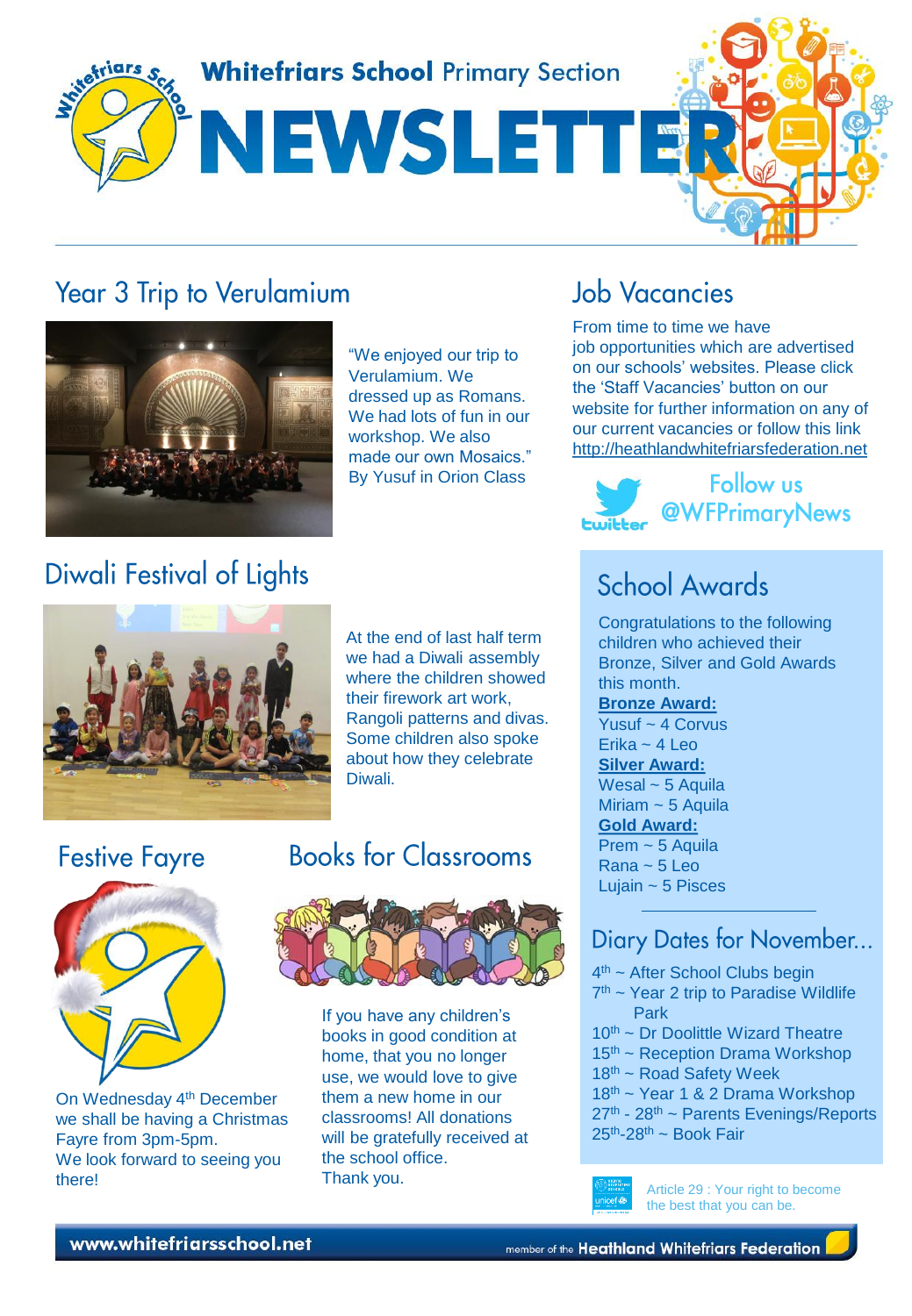# Whitefriars School Primary Section NEWSLETTER

## Year 3 Trip to Verulamium

"We enjoyed our trip to Verulamium. We dressed up as Romans. We had lots of fun in our workshop. We also made our own Mosaics." By Yusuf in Orion Class

## Diwali Festival of Lights

At the end of last half term we had a Diwali assembly where the children showed their firework art work, Rangoli patterns and divas. Some children also spoke about how they celebrate Diwali.

## Festive Fayre

On Wednesday 4th December we shall be having a Christmas Fayre from 3pm-5pm. We look forward to seeing you there!

## Books for Classrooms

If you have any children's books in good condition at home, that you no longer use, we would love to give them a new home in our classrooms! All donations will be gratefully received at the school office. Thank you.

## Job Vacancies

From time to time we have job opportunities which are advertised on our schools' websites. Please click the 'Staff Vacancies' button on our website for further information on any of our current vacancies or follow this link http://heathlandwhitefriarsfederation.net

Follow us @WFPrimaryNews

## School Awards

Congratulations to the following children who achieved their Bronze, Silver and Gold Awards this month.

**Bronze Award:**
Yusuf ~ 4 Corvus
Erika ~ 4 Leo

**Silver Award:**
Wesal ~ 5 Aquila
Miriam ~ 5 Aquila

**Gold Award:**
Prem ~ 5 Aquila
Rana ~ 5 Leo
Lujain ~ 5 Pisces

## Diary Dates for November...

- 4th ~ After School Clubs begin
- 7th ~ Year 2 trip to Paradise Wildlife Park
- 10th ~ Dr Doolittle Wizard Theatre
- 15th ~ Reception Drama Workshop
- 18th ~ Road Safety Week
- 18th ~ Year 1 & 2 Drama Workshop
- 27th - 28th ~ Parents Evenings/Reports
- 25th-28th ~ Book Fair

Article 29 : Your right to become the best that you can be.

www.whitefriarsschool.net

member of the Heathland Whitefriars Federation